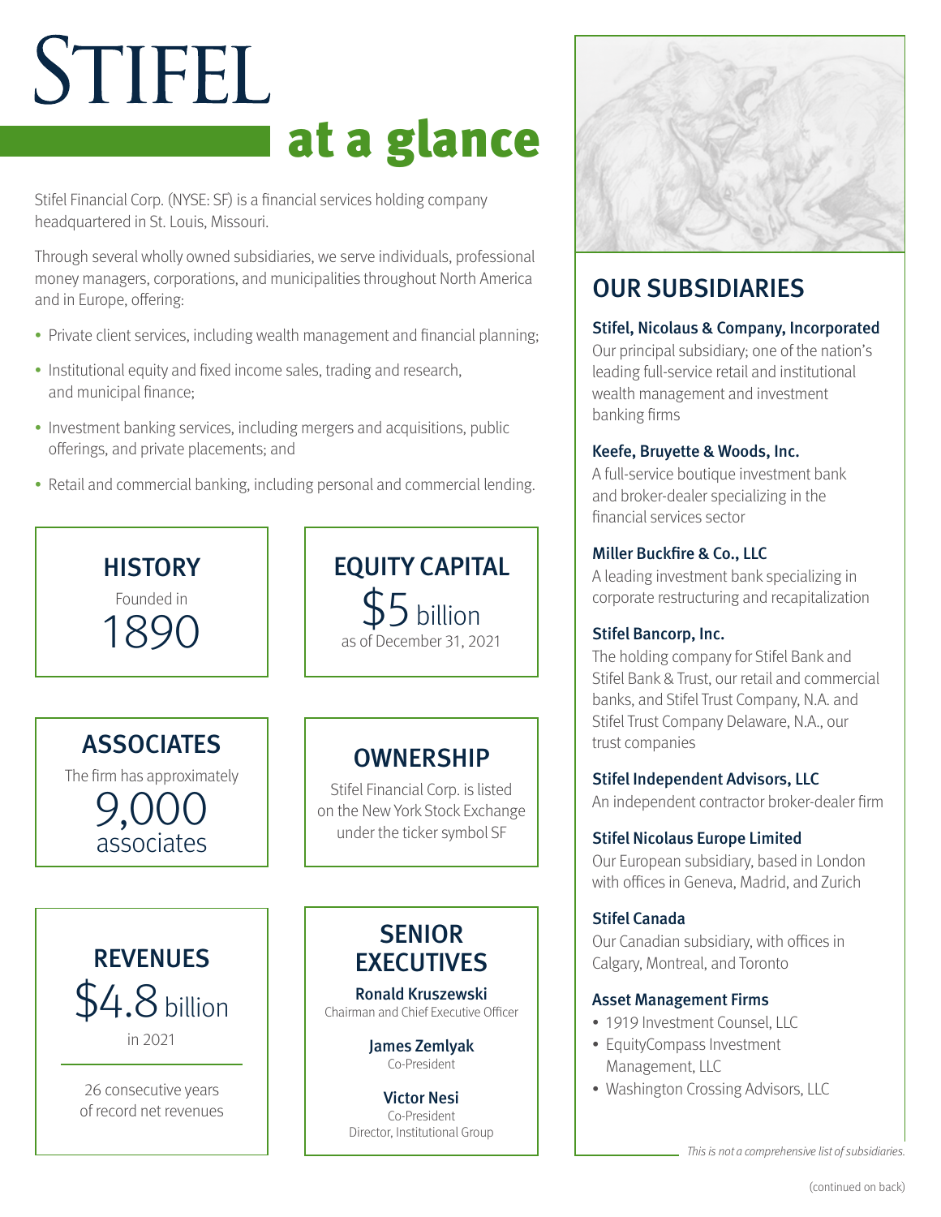# STIFEL at a glance

Stifel Financial Corp. (NYSE: SF) is a financial services holding company headquartered in St. Louis, Missouri.

Through several wholly owned subsidiaries, we serve individuals, professional money managers, corporations, and municipalities throughout North America and in Europe, offering:

- Private client services, including wealth management and financial planning;
- Institutional equity and fixed income sales, trading and research, and municipal finance;
- Investment banking services, including mergers and acquisitions, public offerings, and private placements; and
- Retail and commercial banking, including personal and commercial lending.

## HISTORY

Founded in

1890

## EQUITY CAPITAL

$5 billion

as of December 31, 2021

## ASSOCIATES

The firm has approximately

9,000 associates

## OWNERSHIP

Stifel Financial Corp. is listed on the New York Stock Exchange under the ticker symbol SF

## REVENUES

$4.8 billion

in 2021

26 consecutive years of record net revenues

## SENIOR EXECUTIVES

**Ronald Kruszewski**
Chairman and Chief Executive Officer

**James Zemlyak**
Co-President

**Victor Nesi**
Co-President
Director, Institutional Group

## OUR SUBSIDIARIES

**Stifel, Nicolaus & Company, Incorporated**
Our principal subsidiary; one of the nation's leading full-service retail and institutional wealth management and investment banking firms

**Keefe, Bruyette & Woods, Inc.**
A full-service boutique investment bank and broker-dealer specializing in the financial services sector

**Miller Buckfire & Co., LLC**
A leading investment bank specializing in corporate restructuring and recapitalization

**Stifel Bancorp, Inc.**
The holding company for Stifel Bank and Stifel Bank & Trust, our retail and commercial banks, and Stifel Trust Company, N.A. and Stifel Trust Company Delaware, N.A., our trust companies

**Stifel Independent Advisors, LLC**
An independent contractor broker-dealer firm

**Stifel Nicolaus Europe Limited**
Our European subsidiary, based in London with offices in Geneva, Madrid, and Zurich

**Stifel Canada**
Our Canadian subsidiary, with offices in Calgary, Montreal, and Toronto

**Asset Management Firms**
- 1919 Investment Counsel, LLC
- EquityCompass Investment Management, LLC
- Washington Crossing Advisors, LLC

*This is not a comprehensive list of subsidiaries.*

(continued on back)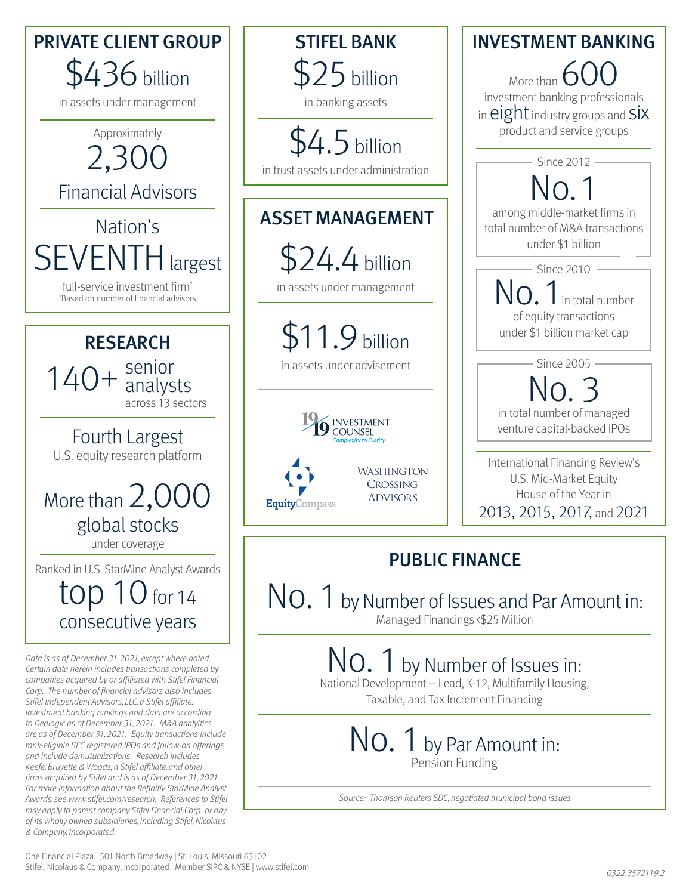## PRIVATE CLIENT GROUP

$436 billion
in assets under management

Approximately
2,300
Financial Advisors

Nation's
SEVENTH largest
full-service investment firm*
*Based on number of financial advisors

## RESEARCH

140+ senior analysts
across 13 sectors

Fourth Largest
U.S. equity research platform

More than 2,000
global stocks
under coverage

Ranked in U.S. StarMine Analyst Awards
top 10 for 14
consecutive years

*Data is as of December 31, 2021, except where noted. Certain data herein includes transactions completed by companies acquired by or affiliated with Stifel Financial Corp. The number of financial advisors also includes Stifel Independent Advisors, LLC, a Stifel affiliate. Investment banking rankings and data are according to Dealogic as of December 31, 2021. M&A analytlics are as of December 31, 2021. Equity transactions include rank-eligible SEC registered IPOs and follow-on offerings and include demutualizations. Research includes Keefe, Bruyette & Woods, a Stifel affiliate, and other firms acquired by Stifel and is as of December 31, 2021. For more information about the Refinitiv StarMine Analyst Awards, see www.stifel.com/research. References to Stifel may apply to parent company Stifel Financial Corp. or any of its wholly owned subsidiaries, including Stifel, Nicolaus & Company, Incorporated.*

## STIFEL BANK

$25 billion
in banking assets

$4.5 billion
in trust assets under administration

## ASSET MANAGEMENT

$24.4 billion
in assets under management

$11.9 billion
in assets under advisement

1919 INVESTMENT COUNSEL
Complexity to Clarity

EquityCompass

WASHINGTON CROSSING ADVISORS

## INVESTMENT BANKING

More than 600
investment banking professionals
in eight industry groups and six
product and service groups

Since 2012
No. 1
among middle-market firms in total number of M&A transactions under $1 billion

Since 2010
No. 1 in total number of equity transactions under $1 billion market cap

Since 2005
No. 3
in total number of managed venture capital-backed IPOs

International Financing Review's
U.S. Mid-Market Equity
House of the Year in
2013, 2015, 2017, and 2021

## PUBLIC FINANCE

No. 1 by Number of Issues and Par Amount in:
Managed Financings <$25 Million

No. 1 by Number of Issues in:
National Development – Lead, K-12, Multifamily Housing, Taxable, and Tax Increment Financing

No. 1 by Par Amount in:
Pension Funding

*Source: Thomson Reuters SDC, negotiated municipal bond issues*

One Financial Plaza | 501 North Broadway | St. Louis, Missouri 63102
Stifel, Nicolaus & Company, Incorporated | Member SIPC & NYSE | www.stifel.com

0322.3572119.2